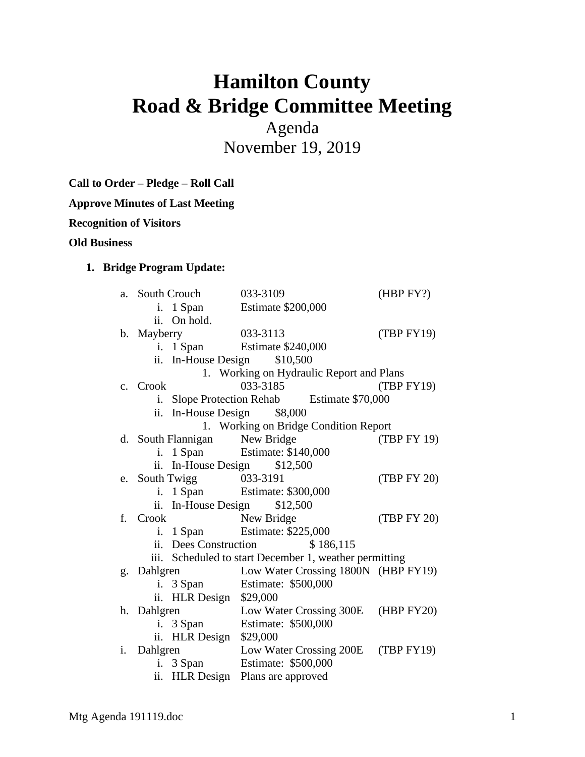# Hamilton County
# Road & Bridge Committee Meeting

Agenda

November 19, 2019

**Call to Order – Pledge – Roll Call**

**Approve Minutes of Last Meeting**

**Recognition of Visitors**

**Old Business**

1. **Bridge Program Update:**

   a. South Crouch 033-3109 (HBP FY?)
      i. 1 Span Estimate $200,000
      ii. On hold.

   b. Mayberry 033-3113 (TBP FY19)
      i. 1 Span Estimate $240,000
      ii. In-House Design $10,500
         1. Working on Hydraulic Report and Plans

   c. Crook 033-3185 (TBP FY19)
      i. Slope Protection Rehab Estimate $70,000
      ii. In-House Design $8,000
         1. Working on Bridge Condition Report

   d. South Flannigan New Bridge (TBP FY 19)
      i. 1 Span Estimate: $140,000
      ii. In-House Design $12,500

   e. South Twigg 033-3191 (TBP FY 20)
      i. 1 Span Estimate: $300,000
      ii. In-House Design $12,500

   f. Crook New Bridge (TBP FY 20)
      i. 1 Span Estimate: $225,000
      ii. Dees Construction $ 186,115
      iii. Scheduled to start December 1, weather permitting

   g. Dahlgren Low Water Crossing 1800N (HBP FY19)
      i. 3 Span Estimate: $500,000
      ii. HLR Design $29,000

   h. Dahlgren Low Water Crossing 300E (HBP FY20)
      i. 3 Span Estimate: $500,000
      ii. HLR Design $29,000

   i. Dahlgren Low Water Crossing 200E (TBP FY19)
      i. 3 Span Estimate: $500,000
      ii. HLR Design Plans are approved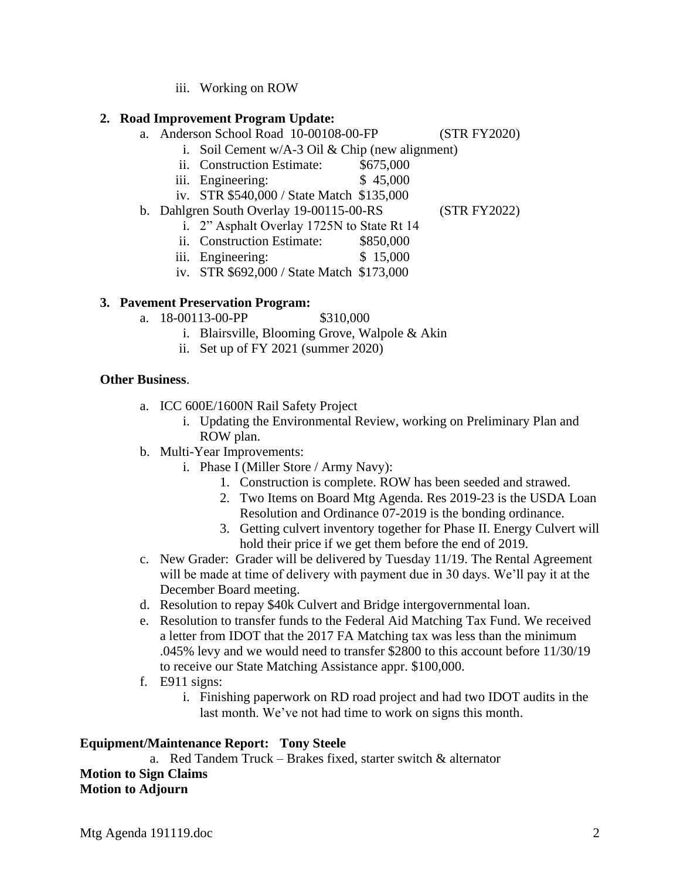iii. Working on ROW

**2. Road Improvement Program Update:**

a. Anderson School Road 10-00108-00-FP (STR FY2020)

i. Soil Cement w/A-3 Oil & Chip (new alignment)

ii. Construction Estimate: $675,000

iii. Engineering: $ 45,000

iv. STR $540,000 / State Match $135,000

b. Dahlgren South Overlay 19-00115-00-RS (STR FY2022)

i. 2" Asphalt Overlay 1725N to State Rt 14

ii. Construction Estimate: $850,000

iii. Engineering: $ 15,000

iv. STR $692,000 / State Match $173,000

**3. Pavement Preservation Program:**

a. 18-00113-00-PP $310,000

i. Blairsville, Blooming Grove, Walpole & Akin

ii. Set up of FY 2021 (summer 2020)

**Other Business**.

a. ICC 600E/1600N Rail Safety Project

i. Updating the Environmental Review, working on Preliminary Plan and ROW plan.

b. Multi-Year Improvements:

i. Phase I (Miller Store / Army Navy):

1. Construction is complete. ROW has been seeded and strawed.
2. Two Items on Board Mtg Agenda. Res 2019-23 is the USDA Loan Resolution and Ordinance 07-2019 is the bonding ordinance.
3. Getting culvert inventory together for Phase II. Energy Culvert will hold their price if we get them before the end of 2019.

c. New Grader: Grader will be delivered by Tuesday 11/19. The Rental Agreement will be made at time of delivery with payment due in 30 days. We'll pay it at the December Board meeting.

d. Resolution to repay $40k Culvert and Bridge intergovernmental loan.

e. Resolution to transfer funds to the Federal Aid Matching Tax Fund. We received a letter from IDOT that the 2017 FA Matching tax was less than the minimum .045% levy and we would need to transfer $2800 to this account before 11/30/19 to receive our State Matching Assistance appr. $100,000.

f. E911 signs:

i. Finishing paperwork on RD road project and had two IDOT audits in the last month. We've not had time to work on signs this month.

**Equipment/Maintenance Report: Tony Steele**

a. Red Tandem Truck – Brakes fixed, starter switch & alternator

**Motion to Sign Claims**

**Motion to Adjourn**